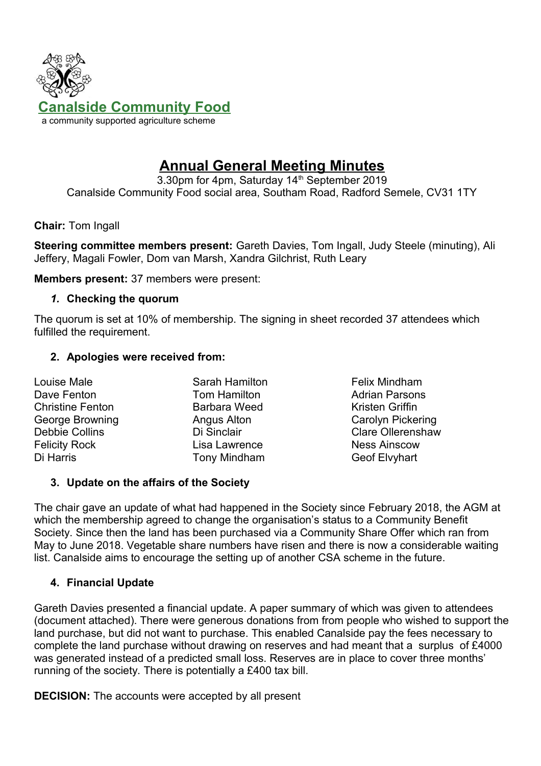**Canalside Community Food**

a community supported agriculture scheme

# Annual General Meeting Minutes

3.30pm for 4pm, Saturday 14th September 2019

Canalside Community Food social area, Southam Road, Radford Semele, CV31 1TY

**Chair:** Tom Ingall

**Steering committee members present:** Gareth Davies, Tom Ingall, Judy Steele (minuting), Ali Jeffery, Magali Fowler, Dom van Marsh, Xandra Gilchrist, Ruth Leary

**Members present:** 37 members were present:

### *1.* Checking the quorum

The quorum is set at 10% of membership. The signing in sheet recorded 37 attendees which fulfilled the requirement.

### 2. Apologies were received from:

| | | |
|---|---|---|
| Louise Male | Sarah Hamilton | Felix Mindham |
| Dave Fenton | Tom Hamilton | Adrian Parsons |
| Christine Fenton | Barbara Weed | Kristen Griffin |
| George Browning | Angus Alton | Carolyn Pickering |
| Debbie Collins | Di Sinclair | Clare Ollerenshaw |
| Felicity Rock | Lisa Lawrence | Ness Ainscow |
| Di Harris | Tony Mindham | Geof Elvyhart |

### 3. Update on the affairs of the Society

The chair gave an update of what had happened in the Society since February 2018, the AGM at which the membership agreed to change the organisation's status to a Community Benefit Society. Since then the land has been purchased via a Community Share Offer which ran from May to June 2018. Vegetable share numbers have risen and there is now a considerable waiting list. Canalside aims to encourage the setting up of another CSA scheme in the future.

### 4. Financial Update

Gareth Davies presented a financial update. A paper summary of which was given to attendees (document attached). There were generous donations from from people who wished to support the land purchase, but did not want to purchase. This enabled Canalside pay the fees necessary to complete the land purchase without drawing on reserves and had meant that a surplus of £4000 was generated instead of a predicted small loss. Reserves are in place to cover three months' running of the society. There is potentially a £400 tax bill.

**DECISION:** The accounts were accepted by all present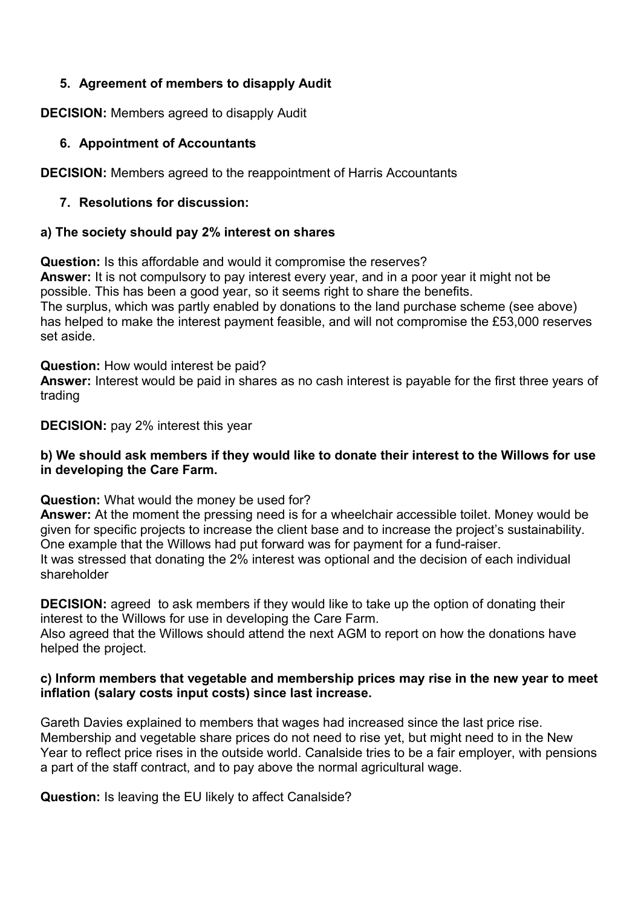5. **Agreement of members to disapply Audit**

**DECISION:** Members agreed to disapply Audit

6. **Appointment of Accountants**

**DECISION:** Members agreed to the reappointment of Harris Accountants

7. **Resolutions for discussion:**

**a) The society should pay 2% interest on shares**

**Question:** Is this affordable and would it compromise the reserves?
**Answer:** It is not compulsory to pay interest every year, and in a poor year it might not be possible. This has been a good year, so it seems right to share the benefits.
The surplus, which was partly enabled by donations to the land purchase scheme (see above) has helped to make the interest payment feasible, and will not compromise the £53,000 reserves set aside.

**Question:** How would interest be paid?
**Answer:** Interest would be paid in shares as no cash interest is payable for the first three years of trading

**DECISION:** pay 2% interest this year

**b) We should ask members if they would like to donate their interest to the Willows for use in developing the Care Farm.**

**Question:** What would the money be used for?
**Answer:** At the moment the pressing need is for a wheelchair accessible toilet. Money would be given for specific projects to increase the client base and to increase the project's sustainability. One example that the Willows had put forward was for payment for a fund-raiser.
It was stressed that donating the 2% interest was optional and the decision of each individual shareholder

**DECISION:** agreed to ask members if they would like to take up the option of donating their interest to the Willows for use in developing the Care Farm.
Also agreed that the Willows should attend the next AGM to report on how the donations have helped the project.

**c) Inform members that vegetable and membership prices may rise in the new year to meet inflation (salary costs input costs) since last increase.**

Gareth Davies explained to members that wages had increased since the last price rise. Membership and vegetable share prices do not need to rise yet, but might need to in the New Year to reflect price rises in the outside world. Canalside tries to be a fair employer, with pensions a part of the staff contract, and to pay above the normal agricultural wage.

**Question:** Is leaving the EU likely to affect Canalside?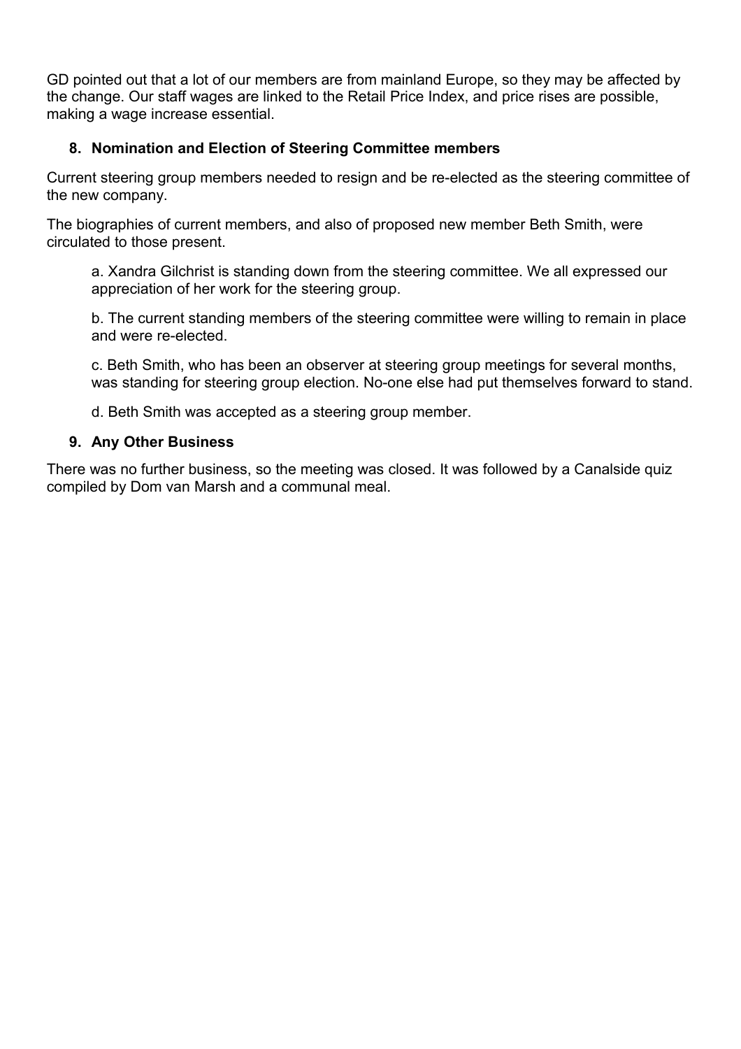GD pointed out that a lot of our members are from mainland Europe, so they may be affected by the change. Our staff wages are linked to the Retail Price Index, and price rises are possible, making a wage increase essential.

## 8. Nomination and Election of Steering Committee members

Current steering group members needed to resign and be re-elected as the steering committee of the new company.

The biographies of current members, and also of proposed new member Beth Smith, were circulated to those present.

a. Xandra Gilchrist is standing down from the steering committee. We all expressed our appreciation of her work for the steering group.

b. The current standing members of the steering committee were willing to remain in place and were re-elected.

c. Beth Smith, who has been an observer at steering group meetings for several months, was standing for steering group election. No-one else had put themselves forward to stand.

d. Beth Smith was accepted as a steering group member.

## 9. Any Other Business

There was no further business, so the meeting was closed. It was followed by a Canalside quiz compiled by Dom van Marsh and a communal meal.